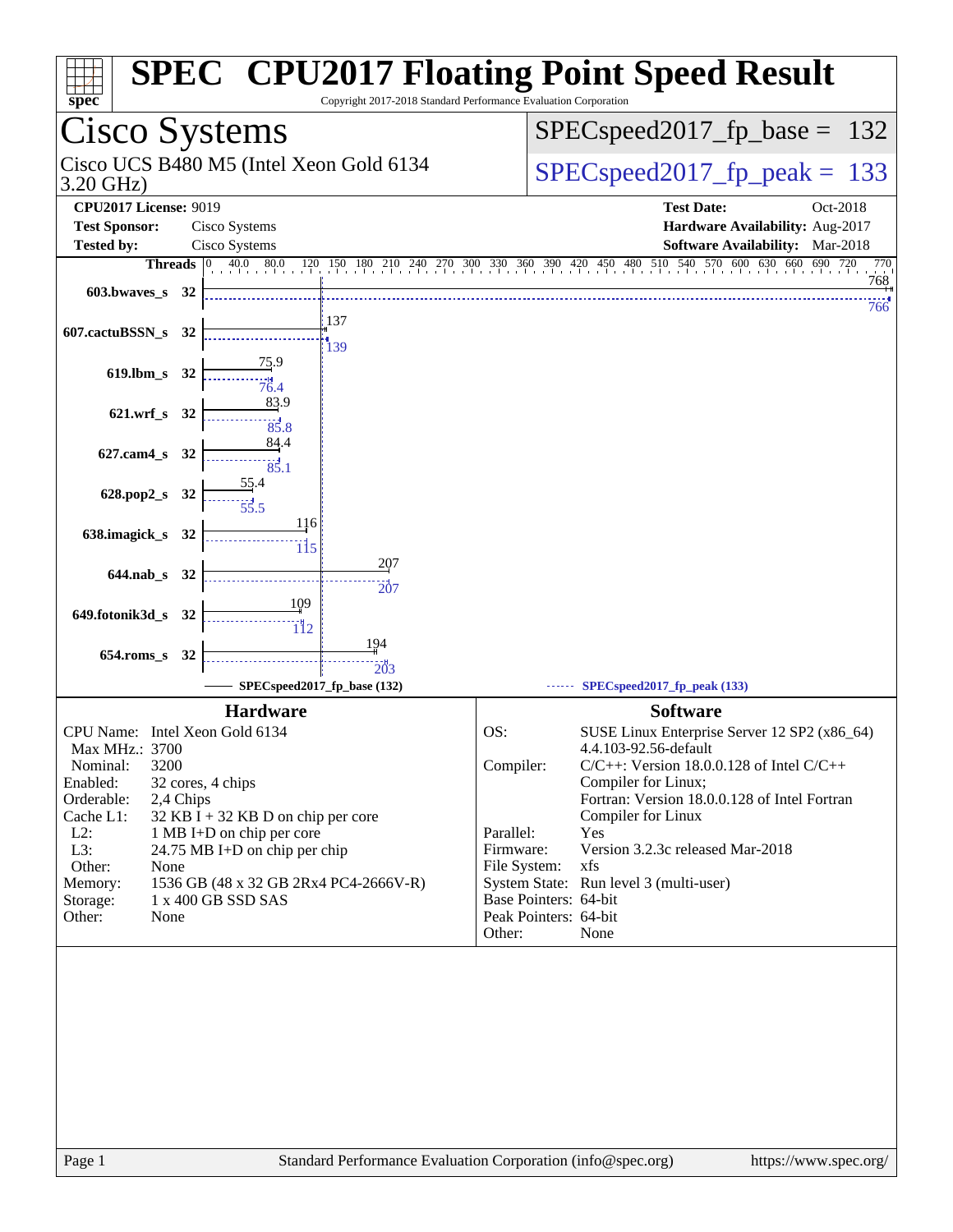# SPEC® CPU2017 Floating Point Speed Result

Copyright 2017-2018 Standard Performance Evaluation Corporation

## Cisco Systems

Cisco UCS B480 M5 (Intel Xeon Gold 6134 3.20 GHz)

SPECspeed2017_fp_base = 132

SPECspeed2017_fp_peak = 133

**CPU2017 License:** 9019
**Test Sponsor:** Cisco Systems
**Tested by:** Cisco Systems

**Test Date:** Oct-2018
**Hardware Availability:** Aug-2017
**Software Availability:** Mar-2018

| Benchmark | Threads | Base | Peak |
|---|---|---|---|
| 603.bwaves_s | 32 | 768 | 766 |
| 607.cactuBSSN_s | 32 | 137 | 139 |
| 619.lbm_s | 32 | 75.9 | 76.4 |
| 621.wrf_s | 32 | 83.9 | 85.8 |
| 627.cam4_s | 32 | 84.4 | 85.1 |
| 628.pop2_s | 32 | 55.4 | 55.5 |
| 638.imagick_s | 32 | 116 | 115 |
| 644.nab_s | 32 | 207 | 207 |
| 649.fotonik3d_s | 32 | 109 | 112 |
| 654.roms_s | 32 | 194 | 203 |

SPECspeed2017_fp_base (132) — SPECspeed2017_fp_peak (133)

### Hardware

| | |
|---|---|
| CPU Name: | Intel Xeon Gold 6134 |
| Max MHz.: | 3700 |
| Nominal: | 3200 |
| Enabled: | 32 cores, 4 chips |
| Orderable: | 2,4 Chips |
| Cache L1: | 32 KB I + 32 KB D on chip per core |
| L2: | 1 MB I+D on chip per core |
| L3: | 24.75 MB I+D on chip per chip |
| Other: | None |
| Memory: | 1536 GB (48 x 32 GB 2Rx4 PC4-2666V-R) |
| Storage: | 1 x 400 GB SSD SAS |
| Other: | None |

### Software

| | |
|---|---|
| OS: | SUSE Linux Enterprise Server 12 SP2 (x86_64) 4.4.103-92.56-default |
| Compiler: | C/C++: Version 18.0.0.128 of Intel C/C++ Compiler for Linux; Fortran: Version 18.0.0.128 of Intel Fortran Compiler for Linux |
| Parallel: | Yes |
| Firmware: | Version 3.2.3c released Mar-2018 |
| File System: | xfs |
| System State: | Run level 3 (multi-user) |
| Base Pointers: | 64-bit |
| Peak Pointers: | 64-bit |
| Other: | None |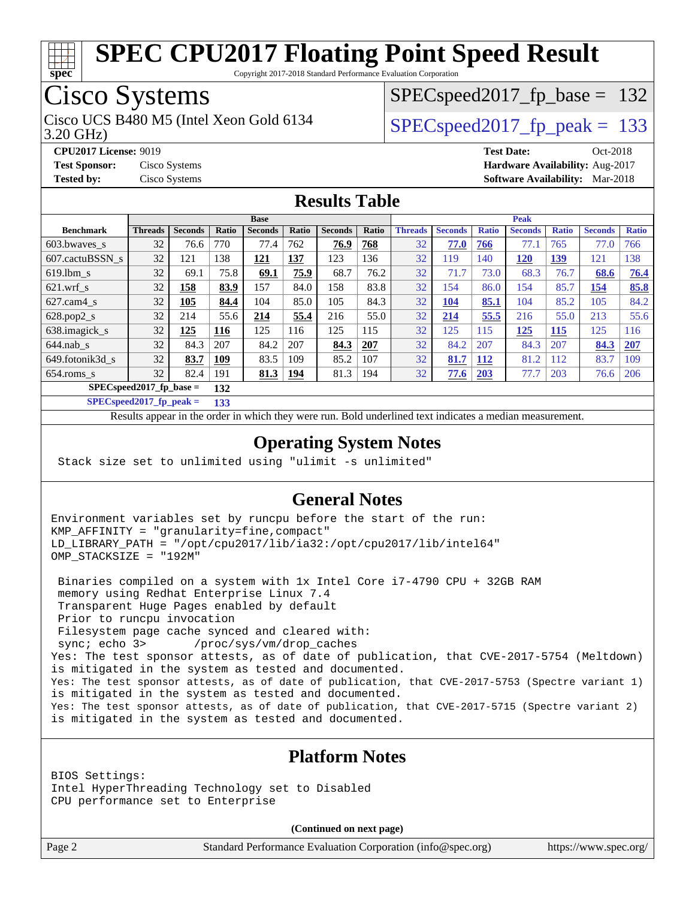# SPEC CPU2017 Floating Point Speed Result

Copyright 2017-2018 Standard Performance Evaluation Corporation

## Cisco Systems

Cisco UCS B480 M5 (Intel Xeon Gold 6134 3.20 GHz)

SPECspeed2017_fp_base = 132

SPECspeed2017_fp_peak = 133

**CPU2017 License:** 9019
**Test Sponsor:** Cisco Systems
**Tested by:** Cisco Systems

**Test Date:** Oct-2018
**Hardware Availability:** Aug-2017
**Software Availability:** Mar-2018

## Results Table

| Benchmark | Base | | | | | | | Peak | | | | | | |
|---|---|---|---|---|---|---|---|---|---|---|---|---|---|---|
| | Threads | Seconds | Ratio | Seconds | Ratio | Seconds | Ratio | Threads | Seconds | Ratio | Seconds | Ratio | Seconds | Ratio |
| 603.bwaves_s | 32 | 76.6 | 770 | 77.4 | 762 | **76.9** | **768** | 32 | **77.0** | **766** | 77.1 | 765 | 77.0 | 766 |
| 607.cactuBSSN_s | 32 | 121 | 138 | **121** | **137** | 123 | 136 | 32 | 119 | 140 | **120** | **139** | 121 | 138 |
| 619.lbm_s | 32 | 69.1 | 75.8 | **69.1** | **75.9** | 68.7 | 76.2 | 32 | 71.7 | 73.0 | 68.3 | 76.7 | **68.6** | **76.4** |
| 621.wrf_s | 32 | **158** | **83.9** | 157 | 84.0 | 158 | 83.8 | 32 | 154 | 86.0 | 154 | 85.7 | **154** | **85.8** |
| 627.cam4_s | 32 | **105** | **84.4** | 104 | 85.0 | 105 | 84.3 | 32 | **104** | **85.1** | 104 | 85.2 | 105 | 84.2 |
| 628.pop2_s | 32 | 214 | 55.6 | **214** | **55.4** | 216 | 55.0 | 32 | **214** | **55.5** | 216 | 55.0 | 213 | 55.6 |
| 638.imagick_s | 32 | **125** | **116** | 125 | 116 | 125 | 115 | 32 | 125 | 115 | **125** | **115** | 125 | 116 |
| 644.nab_s | 32 | 84.3 | 207 | 84.2 | 207 | **84.3** | **207** | 32 | 84.2 | 207 | 84.3 | 207 | **84.3** | **207** |
| 649.fotonik3d_s | 32 | **83.7** | **109** | 83.5 | 109 | 85.2 | 107 | 32 | **81.7** | **112** | 81.2 | 112 | 83.7 | 109 |
| 654.roms_s | 32 | 82.4 | 191 | **81.3** | **194** | 81.3 | 194 | 32 | **77.6** | **203** | 77.7 | 203 | 76.6 | 206 |

**SPECspeed2017_fp_base = 132**

**SPECspeed2017_fp_peak = 133**

Results appear in the order in which they were run. Bold underlined text indicates a median measurement.

## Operating System Notes

```
Stack size set to unlimited using "ulimit -s unlimited"
```

## General Notes

```
Environment variables set by runcpu before the start of the run:
KMP_AFFINITY = "granularity=fine,compact"
LD_LIBRARY_PATH = "/opt/cpu2017/lib/ia32:/opt/cpu2017/lib/intel64"
OMP_STACKSIZE = "192M"

 Binaries compiled on a system with 1x Intel Core i7-4790 CPU + 32GB RAM
 memory using Redhat Enterprise Linux 7.4
 Transparent Huge Pages enabled by default
 Prior to runcpu invocation
 Filesystem page cache synced and cleared with:
 sync; echo 3>       /proc/sys/vm/drop_caches
Yes: The test sponsor attests, as of date of publication, that CVE-2017-5754 (Meltdown)
is mitigated in the system as tested and documented.
Yes: The test sponsor attests, as of date of publication, that CVE-2017-5753 (Spectre variant 1)
is mitigated in the system as tested and documented.
Yes: The test sponsor attests, as of date of publication, that CVE-2017-5715 (Spectre variant 2)
is mitigated in the system as tested and documented.
```

## Platform Notes

```
BIOS Settings:
Intel HyperThreading Technology set to Disabled
CPU performance set to Enterprise
```

**(Continued on next page)**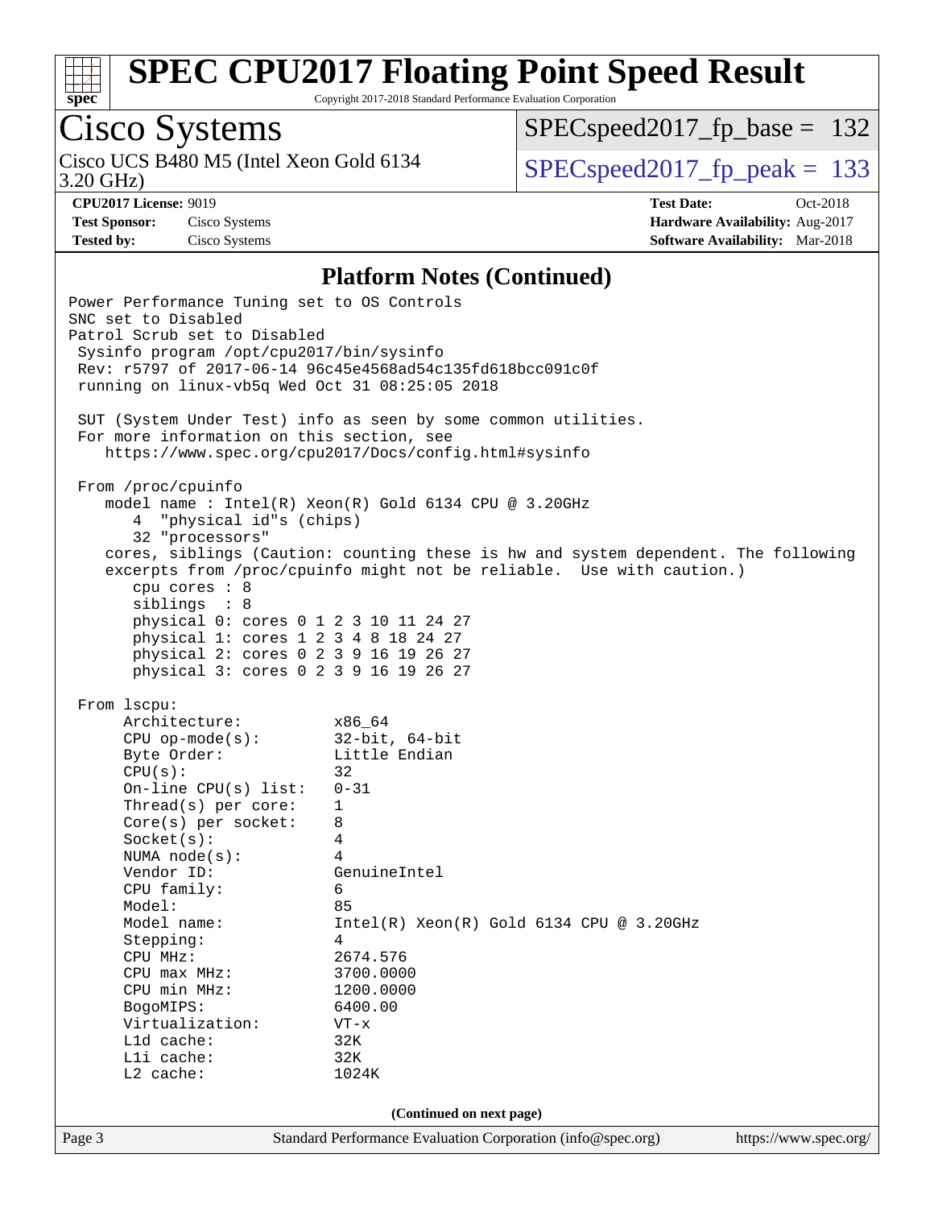# SPEC CPU2017 Floating Point Speed Result

Copyright 2017-2018 Standard Performance Evaluation Corporation

**Cisco Systems**

Cisco UCS B480 M5 (Intel Xeon Gold 6134 3.20 GHz)

SPECspeed2017_fp_base = 132

SPECspeed2017_fp_peak = 133

**CPU2017 License:** 9019
**Test Sponsor:** Cisco Systems
**Tested by:** Cisco Systems

**Test Date:** Oct-2018
**Hardware Availability:** Aug-2017
**Software Availability:** Mar-2018

## Platform Notes (Continued)

```
Power Performance Tuning set to OS Controls
SNC set to Disabled
Patrol Scrub set to Disabled
 Sysinfo program /opt/cpu2017/bin/sysinfo
 Rev: r5797 of 2017-06-14 96c45e4568ad54c135fd618bcc091c0f
 running on linux-vb5q Wed Oct 31 08:25:05 2018

 SUT (System Under Test) info as seen by some common utilities.
 For more information on this section, see
    https://www.spec.org/cpu2017/Docs/config.html#sysinfo

 From /proc/cpuinfo
    model name : Intel(R) Xeon(R) Gold 6134 CPU @ 3.20GHz
       4  "physical id"s (chips)
       32 "processors"
    cores, siblings (Caution: counting these is hw and system dependent. The following
    excerpts from /proc/cpuinfo might not be reliable.  Use with caution.)
       cpu cores : 8
       siblings  : 8
       physical 0: cores 0 1 2 3 10 11 24 27
       physical 1: cores 1 2 3 4 8 18 24 27
       physical 2: cores 0 2 3 9 16 19 26 27
       physical 3: cores 0 2 3 9 16 19 26 27

 From lscpu:
      Architecture:          x86_64
      CPU op-mode(s):        32-bit, 64-bit
      Byte Order:            Little Endian
      CPU(s):                32
      On-line CPU(s) list:   0-31
      Thread(s) per core:    1
      Core(s) per socket:    8
      Socket(s):             4
      NUMA node(s):          4
      Vendor ID:             GenuineIntel
      CPU family:            6
      Model:                 85
      Model name:            Intel(R) Xeon(R) Gold 6134 CPU @ 3.20GHz
      Stepping:              4
      CPU MHz:               2674.576
      CPU max MHz:           3700.0000
      CPU min MHz:           1200.0000
      BogoMIPS:              6400.00
      Virtualization:        VT-x
      L1d cache:             32K
      L1i cache:             32K
      L2 cache:              1024K
```

(Continued on next page)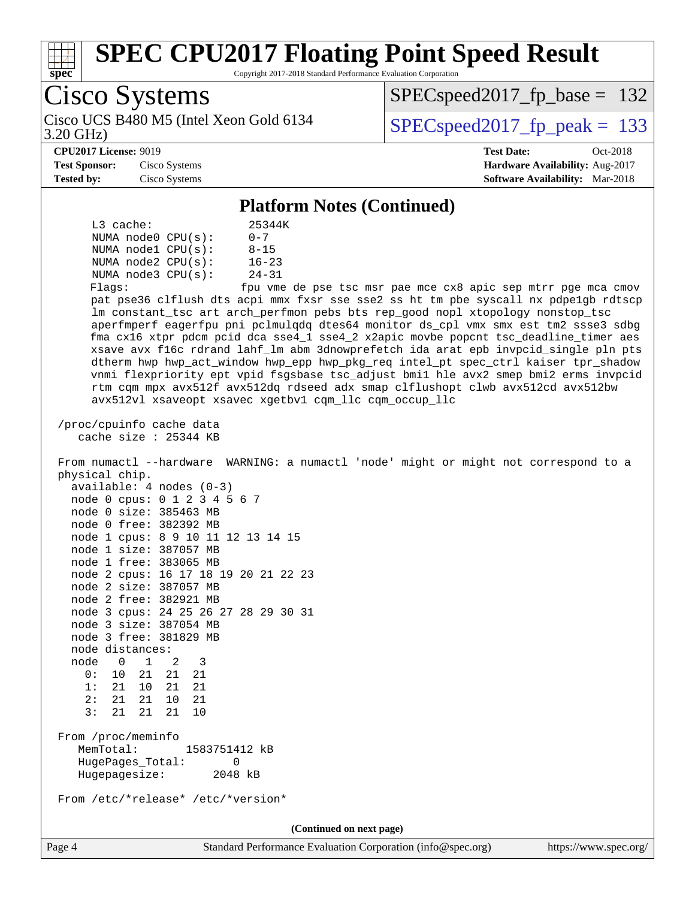# SPEC CPU2017 Floating Point Speed Result

Copyright 2017-2018 Standard Performance Evaluation Corporation

**Cisco Systems**

Cisco UCS B480 M5 (Intel Xeon Gold 6134 3.20 GHz)

SPECspeed2017_fp_base = 132

SPECspeed2017_fp_peak = 133

**CPU2017 License:** 9019
**Test Sponsor:** Cisco Systems
**Tested by:** Cisco Systems

**Test Date:** Oct-2018
**Hardware Availability:** Aug-2017
**Software Availability:** Mar-2018

## Platform Notes (Continued)

```
      L3 cache:              25344K
      NUMA node0 CPU(s):     0-7
      NUMA node1 CPU(s):     8-15
      NUMA node2 CPU(s):     16-23
      NUMA node3 CPU(s):     24-31
      Flags:                 fpu vme de pse tsc msr pae mce cx8 apic sep mtrr pge mca cmov
      pat pse36 clflush dts acpi mmx fxsr sse sse2 ss ht tm pbe syscall nx pdpe1gb rdtscp
      lm constant_tsc art arch_perfmon pebs bts rep_good nopl xtopology nonstop_tsc
      aperfmperf eagerfpu pni pclmulqdq dtes64 monitor ds_cpl vmx smx est tm2 ssse3 sdbg
      fma cx16 xtpr pdcm pcid dca sse4_1 sse4_2 x2apic movbe popcnt tsc_deadline_timer aes
      xsave avx f16c rdrand lahf_lm abm 3dnowprefetch ida arat epb invpcid_single pln pts
      dtherm hwp hwp_act_window hwp_epp hwp_pkg_req intel_pt spec_ctrl kaiser tpr_shadow
      vnmi flexpriority ept vpid fsgsbase tsc_adjust bmi1 hle avx2 smep bmi2 erms invpcid
      rtm cqm mpx avx512f avx512dq rdseed adx smap clflushopt clwb avx512cd avx512bw
      avx512vl xsaveopt xsavec xgetbv1 cqm_llc cqm_occup_llc

 /proc/cpuinfo cache data
    cache size : 25344 KB

 From numactl --hardware  WARNING: a numactl 'node' might or might not correspond to a
 physical chip.
   available: 4 nodes (0-3)
   node 0 cpus: 0 1 2 3 4 5 6 7
   node 0 size: 385463 MB
   node 0 free: 382392 MB
   node 1 cpus: 8 9 10 11 12 13 14 15
   node 1 size: 387057 MB
   node 1 free: 383065 MB
   node 2 cpus: 16 17 18 19 20 21 22 23
   node 2 size: 387057 MB
   node 2 free: 382921 MB
   node 3 cpus: 24 25 26 27 28 29 30 31
   node 3 size: 387054 MB
   node 3 free: 381829 MB
   node distances:
   node   0   1   2   3
     0:  10  21  21  21
     1:  21  10  21  21
     2:  21  21  10  21
     3:  21  21  21  10

 From /proc/meminfo
    MemTotal:       1583751412 kB
    HugePages_Total:       0
    Hugepagesize:       2048 kB

 From /etc/*release* /etc/*version*
```

(Continued on next page)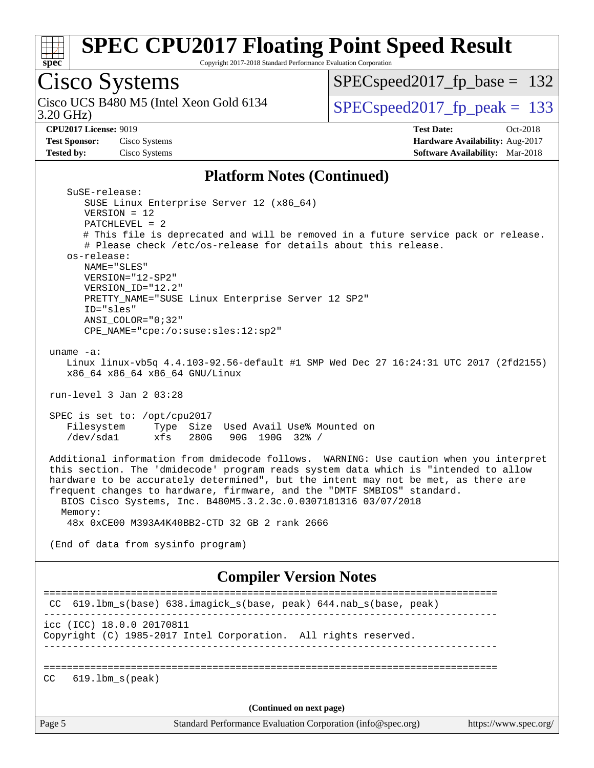## Platform Notes (Continued)

```
    SuSE-release:
       SUSE Linux Enterprise Server 12 (x86_64)
       VERSION = 12
       PATCHLEVEL = 2
       # This file is deprecated and will be removed in a future service pack or release.
       # Please check /etc/os-release for details about this release.
    os-release:
       NAME="SLES"
       VERSION="12-SP2"
       VERSION_ID="12.2"
       PRETTY_NAME="SUSE Linux Enterprise Server 12 SP2"
       ID="sles"
       ANSI_COLOR="0;32"
       CPE_NAME="cpe:/o:suse:sles:12:sp2"

 uname -a:
    Linux linux-vb5q 4.4.103-92.56-default #1 SMP Wed Dec 27 16:24:31 UTC 2017 (2fd2155)
    x86_64 x86_64 x86_64 GNU/Linux

 run-level 3 Jan 2 03:28

 SPEC is set to: /opt/cpu2017
    Filesystem     Type  Size  Used Avail Use% Mounted on
    /dev/sda1      xfs   280G   90G  190G  32% /

 Additional information from dmidecode follows.  WARNING: Use caution when you interpret
 this section. The 'dmidecode' program reads system data which is "intended to allow
 hardware to be accurately determined", but the intent may not be met, as there are
 frequent changes to hardware, firmware, and the "DMTF SMBIOS" standard.
   BIOS Cisco Systems, Inc. B480M5.3.2.3c.0.0307181316 03/07/2018
   Memory:
    48x 0xCE00 M393A4K40BB2-CTD 32 GB 2 rank 2666

 (End of data from sysinfo program)
```

## Compiler Version Notes

```
==============================================================================
 CC  619.lbm_s(base) 638.imagick_s(base, peak) 644.nab_s(base, peak)
------------------------------------------------------------------------------
icc (ICC) 18.0.0 20170811
Copyright (C) 1985-2017 Intel Corporation.  All rights reserved.
------------------------------------------------------------------------------

==============================================================================
CC   619.lbm_s(peak)
```

(Continued on next page)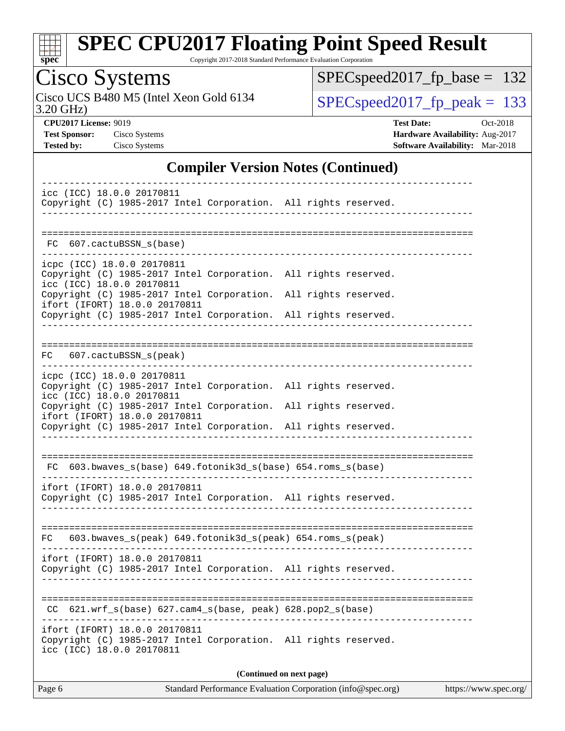## Compiler Version Notes (Continued)

```
------------------------------------------------------------------------------
icc (ICC) 18.0.0 20170811
Copyright (C) 1985-2017 Intel Corporation.  All rights reserved.
------------------------------------------------------------------------------

==============================================================================
 FC  607.cactuBSSN_s(base)
------------------------------------------------------------------------------
icpc (ICC) 18.0.0 20170811
Copyright (C) 1985-2017 Intel Corporation.  All rights reserved.
icc (ICC) 18.0.0 20170811
Copyright (C) 1985-2017 Intel Corporation.  All rights reserved.
ifort (IFORT) 18.0.0 20170811
Copyright (C) 1985-2017 Intel Corporation.  All rights reserved.
------------------------------------------------------------------------------

==============================================================================
 FC  607.cactuBSSN_s(peak)
------------------------------------------------------------------------------
icpc (ICC) 18.0.0 20170811
Copyright (C) 1985-2017 Intel Corporation.  All rights reserved.
icc (ICC) 18.0.0 20170811
Copyright (C) 1985-2017 Intel Corporation.  All rights reserved.
ifort (IFORT) 18.0.0 20170811
Copyright (C) 1985-2017 Intel Corporation.  All rights reserved.
------------------------------------------------------------------------------

==============================================================================
 FC  603.bwaves_s(base) 649.fotonik3d_s(base) 654.roms_s(base)
------------------------------------------------------------------------------
ifort (IFORT) 18.0.0 20170811
Copyright (C) 1985-2017 Intel Corporation.  All rights reserved.
------------------------------------------------------------------------------

==============================================================================
 FC  603.bwaves_s(peak) 649.fotonik3d_s(peak) 654.roms_s(peak)
------------------------------------------------------------------------------
ifort (IFORT) 18.0.0 20170811
Copyright (C) 1985-2017 Intel Corporation.  All rights reserved.
------------------------------------------------------------------------------

==============================================================================
 CC  621.wrf_s(base) 627.cam4_s(base, peak) 628.pop2_s(base)
------------------------------------------------------------------------------
ifort (IFORT) 18.0.0 20170811
Copyright (C) 1985-2017 Intel Corporation.  All rights reserved.
icc (ICC) 18.0.0 20170811
```

(Continued on next page)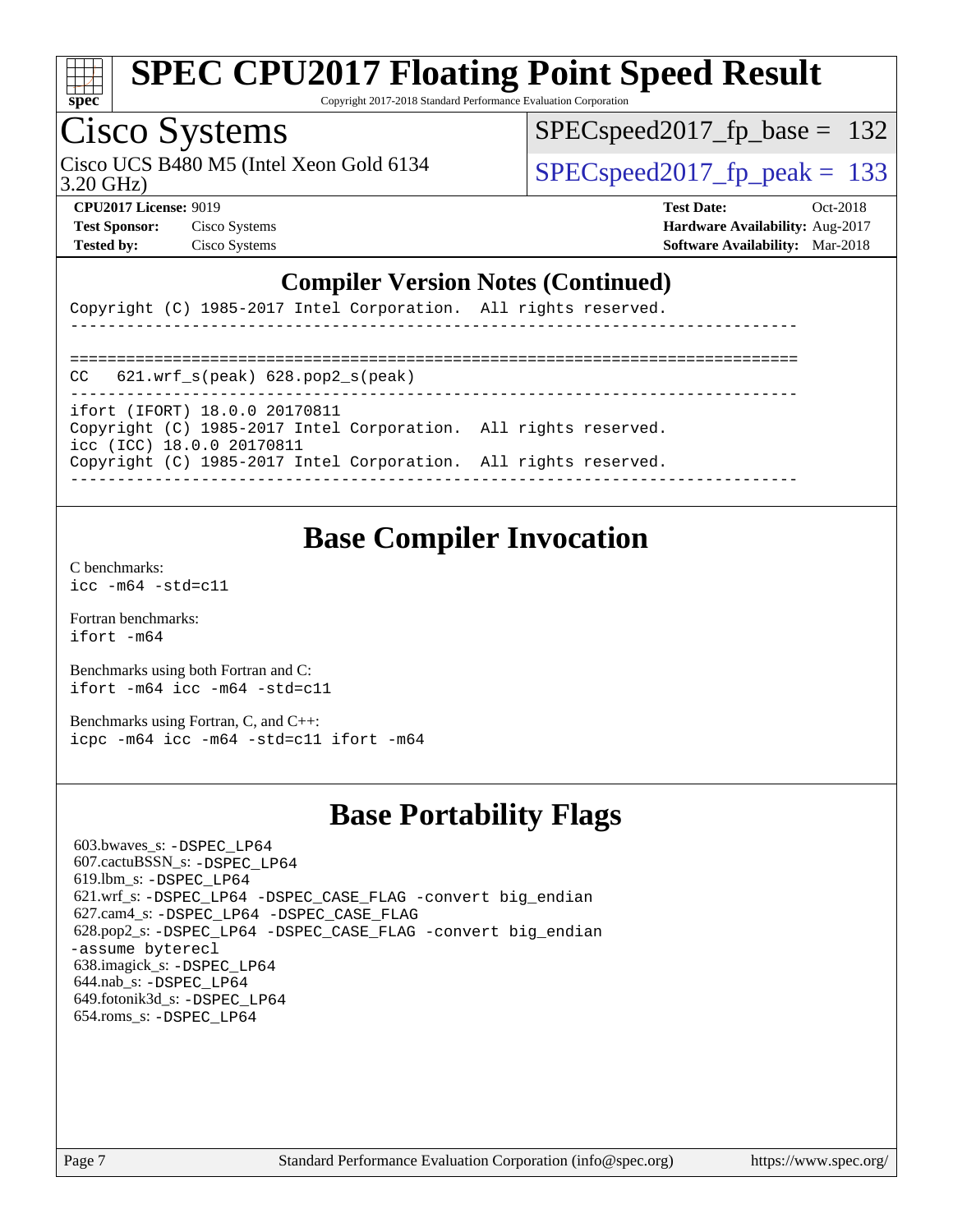## Compiler Version Notes (Continued)

```
Copyright (C) 1985-2017 Intel Corporation.  All rights reserved.
------------------------------------------------------------------------------

==============================================================================
CC   621.wrf_s(peak) 628.pop2_s(peak)
------------------------------------------------------------------------------
ifort (IFORT) 18.0.0 20170811
Copyright (C) 1985-2017 Intel Corporation.  All rights reserved.
icc (ICC) 18.0.0 20170811
Copyright (C) 1985-2017 Intel Corporation.  All rights reserved.
------------------------------------------------------------------------------
```

## Base Compiler Invocation

C benchmarks:
`icc -m64 -std=c11`

Fortran benchmarks:
`ifort -m64`

Benchmarks using both Fortran and C:
`ifort -m64 icc -m64 -std=c11`

Benchmarks using Fortran, C, and C++:
`icpc -m64 icc -m64 -std=c11 ifort -m64`

## Base Portability Flags

603.bwaves_s: -DSPEC_LP64
607.cactuBSSN_s: -DSPEC_LP64
619.lbm_s: -DSPEC_LP64
621.wrf_s: -DSPEC_LP64 -DSPEC_CASE_FLAG -convert big_endian
627.cam4_s: -DSPEC_LP64 -DSPEC_CASE_FLAG
628.pop2_s: -DSPEC_LP64 -DSPEC_CASE_FLAG -convert big_endian -assume byterecl
638.imagick_s: -DSPEC_LP64
644.nab_s: -DSPEC_LP64
649.fotonik3d_s: -DSPEC_LP64
654.roms_s: -DSPEC_LP64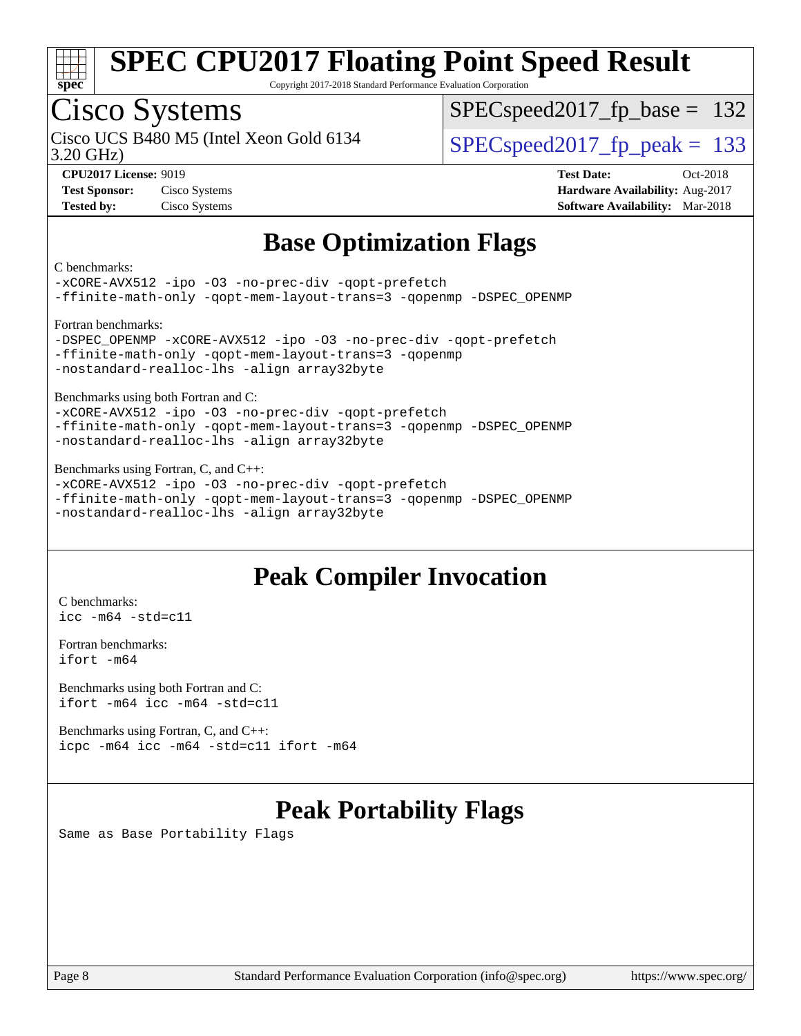## Base Optimization Flags

C benchmarks:

```
-xCORE-AVX512 -ipo -O3 -no-prec-div -qopt-prefetch
-ffinite-math-only -qopt-mem-layout-trans=3 -qopenmp -DSPEC_OPENMP
```

Fortran benchmarks:

```
-DSPEC_OPENMP -xCORE-AVX512 -ipo -O3 -no-prec-div -qopt-prefetch
-ffinite-math-only -qopt-mem-layout-trans=3 -qopenmp
-nostandard-realloc-lhs -align array32byte
```

Benchmarks using both Fortran and C:

```
-xCORE-AVX512 -ipo -O3 -no-prec-div -qopt-prefetch
-ffinite-math-only -qopt-mem-layout-trans=3 -qopenmp -DSPEC_OPENMP
-nostandard-realloc-lhs -align array32byte
```

Benchmarks using Fortran, C, and C++:

```
-xCORE-AVX512 -ipo -O3 -no-prec-div -qopt-prefetch
-ffinite-math-only -qopt-mem-layout-trans=3 -qopenmp -DSPEC_OPENMP
-nostandard-realloc-lhs -align array32byte
```

## Peak Compiler Invocation

C benchmarks:

```
icc -m64 -std=c11
```

Fortran benchmarks:

```
ifort -m64
```

Benchmarks using both Fortran and C:

```
ifort -m64 icc -m64 -std=c11
```

Benchmarks using Fortran, C, and C++:

```
icpc -m64 icc -m64 -std=c11 ifort -m64
```

## Peak Portability Flags

Same as Base Portability Flags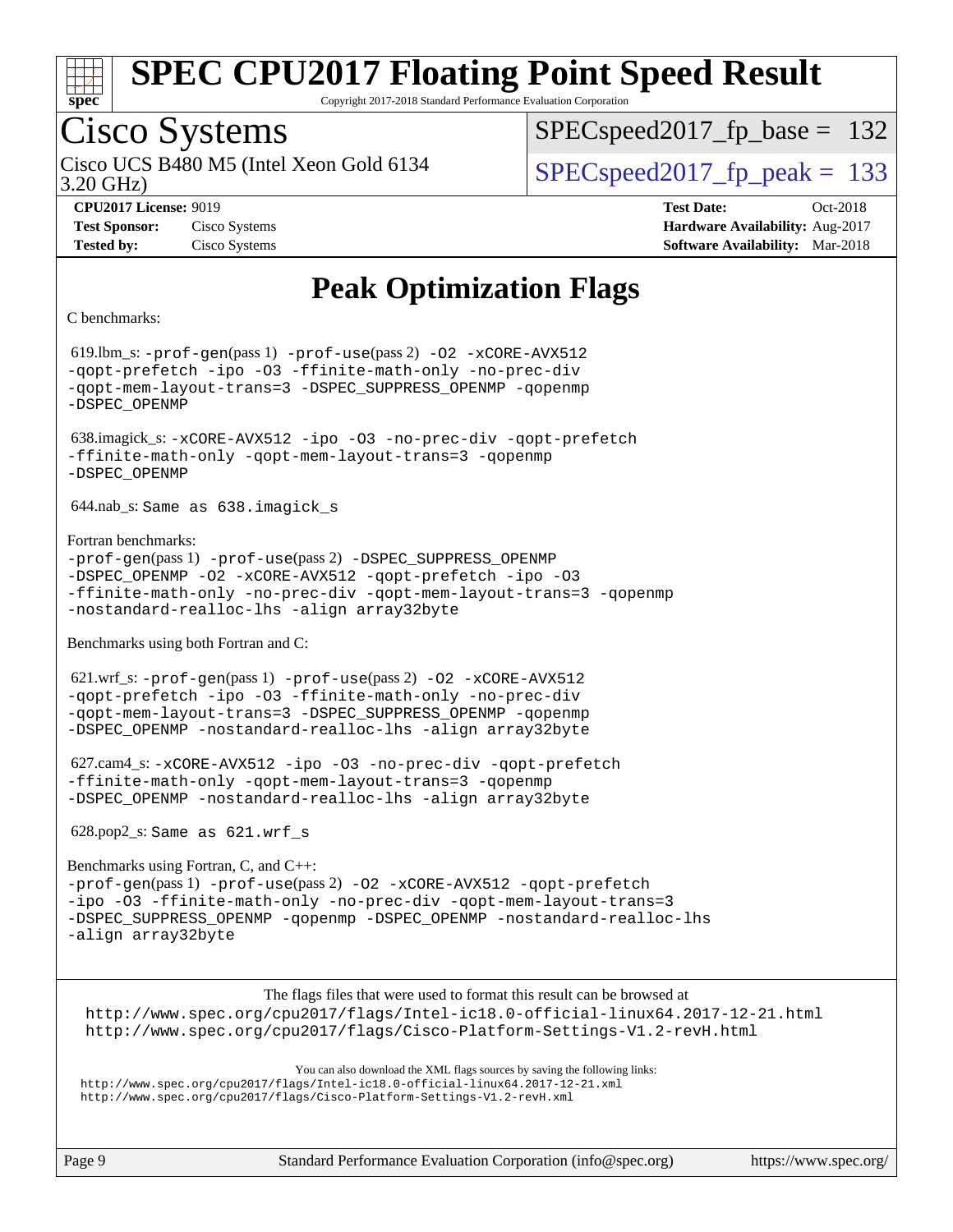# Peak Optimization Flags

C benchmarks:

619.lbm_s: -prof-gen(pass 1) -prof-use(pass 2) -O2 -xCORE-AVX512 -qopt-prefetch -ipo -O3 -ffinite-math-only -no-prec-div -qopt-mem-layout-trans=3 -DSPEC_SUPPRESS_OPENMP -qopenmp -DSPEC_OPENMP

638.imagick_s: -xCORE-AVX512 -ipo -O3 -no-prec-div -qopt-prefetch -ffinite-math-only -qopt-mem-layout-trans=3 -qopenmp -DSPEC_OPENMP

644.nab_s: Same as 638.imagick_s

Fortran benchmarks:

-prof-gen(pass 1) -prof-use(pass 2) -DSPEC_SUPPRESS_OPENMP -DSPEC_OPENMP -O2 -xCORE-AVX512 -qopt-prefetch -ipo -O3 -ffinite-math-only -no-prec-div -qopt-mem-layout-trans=3 -qopenmp -nostandard-realloc-lhs -align array32byte

Benchmarks using both Fortran and C:

621.wrf_s: -prof-gen(pass 1) -prof-use(pass 2) -O2 -xCORE-AVX512 -qopt-prefetch -ipo -O3 -ffinite-math-only -no-prec-div -qopt-mem-layout-trans=3 -DSPEC_SUPPRESS_OPENMP -qopenmp -DSPEC_OPENMP -nostandard-realloc-lhs -align array32byte

627.cam4_s: -xCORE-AVX512 -ipo -O3 -no-prec-div -qopt-prefetch -ffinite-math-only -qopt-mem-layout-trans=3 -qopenmp -DSPEC_OPENMP -nostandard-realloc-lhs -align array32byte

628.pop2_s: Same as 621.wrf_s

Benchmarks using Fortran, C, and C++:

-prof-gen(pass 1) -prof-use(pass 2) -O2 -xCORE-AVX512 -qopt-prefetch -ipo -O3 -ffinite-math-only -no-prec-div -qopt-mem-layout-trans=3 -DSPEC_SUPPRESS_OPENMP -qopenmp -DSPEC_OPENMP -nostandard-realloc-lhs -align array32byte

The flags files that were used to format this result can be browsed at
http://www.spec.org/cpu2017/flags/Intel-ic18.0-official-linux64.2017-12-21.html
http://www.spec.org/cpu2017/flags/Cisco-Platform-Settings-V1.2-revH.html

You can also download the XML flags sources by saving the following links:
http://www.spec.org/cpu2017/flags/Intel-ic18.0-official-linux64.2017-12-21.xml
http://www.spec.org/cpu2017/flags/Cisco-Platform-Settings-V1.2-revH.xml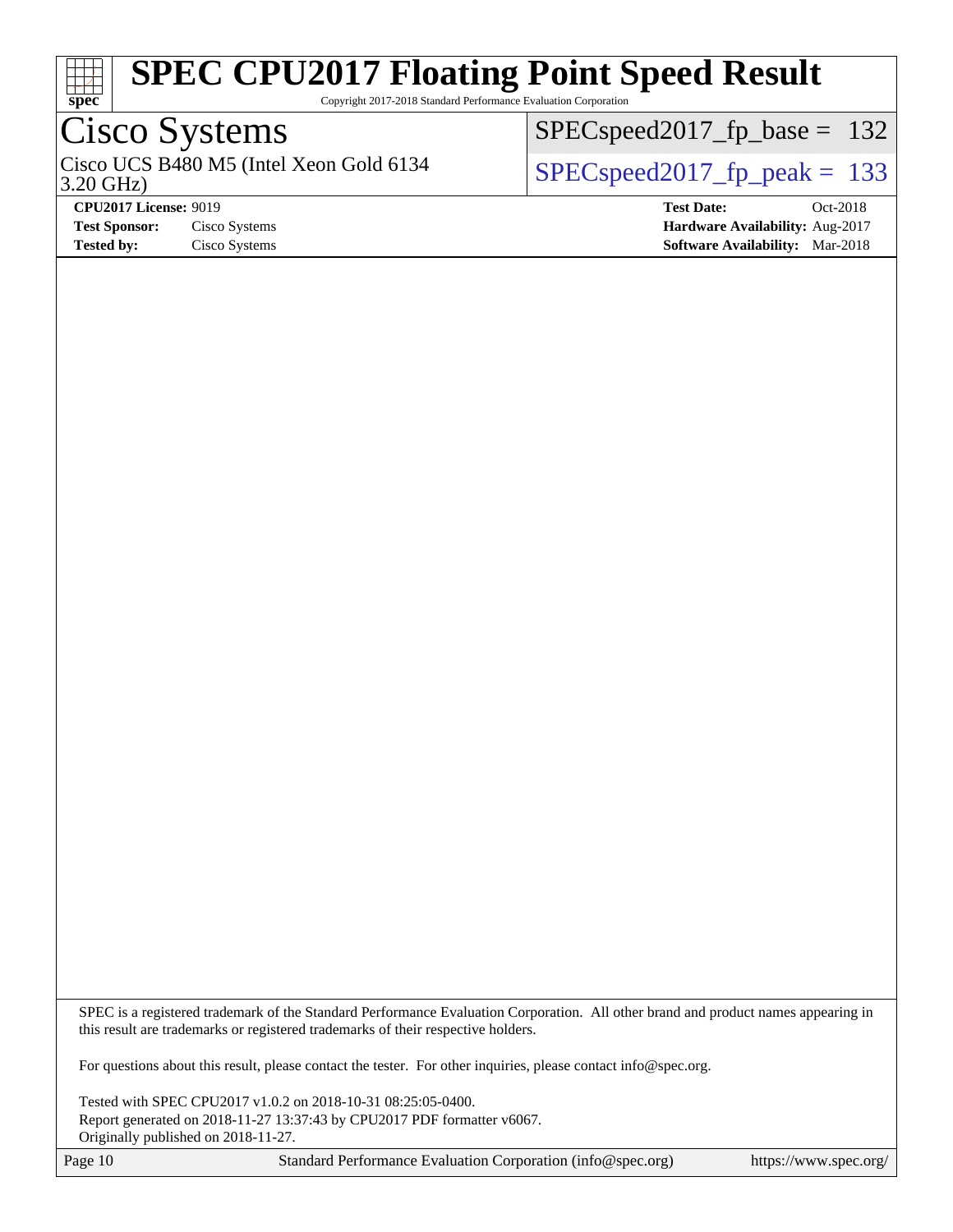SPEC is a registered trademark of the Standard Performance Evaluation Corporation. All other brand and product names appearing in this result are trademarks or registered trademarks of their respective holders.

For questions about this result, please contact the tester. For other inquiries, please contact info@spec.org.

Tested with SPEC CPU2017 v1.0.2 on 2018-10-31 08:25:05-0400.
Report generated on 2018-11-27 13:37:43 by CPU2017 PDF formatter v6067.
Originally published on 2018-11-27.